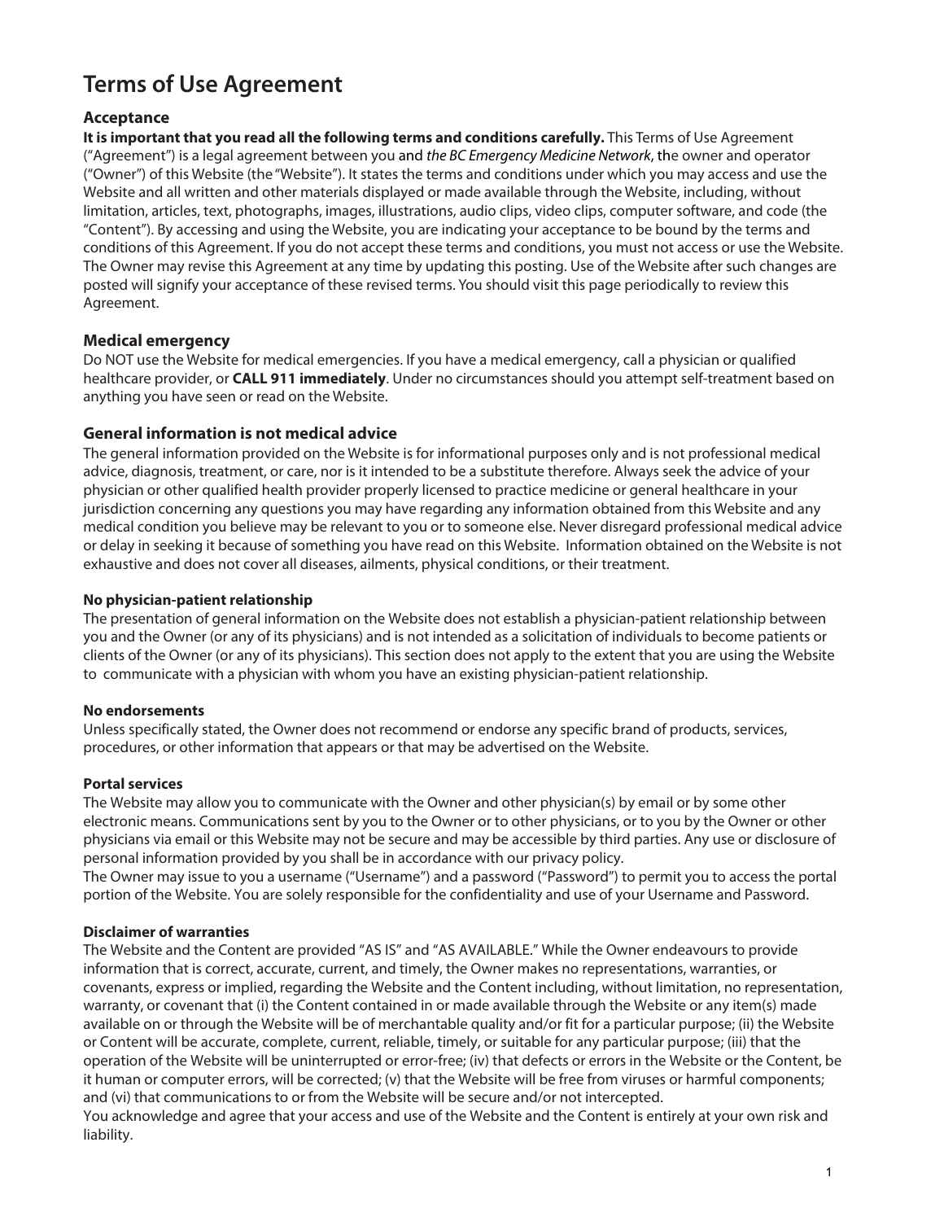# Terms of Use Agreement

## Acceptance

**It is important that you read all the following terms and conditions carefully.** This Terms of Use Agreement ("Agreement") is a legal agreement between you and *the BC Emergency Medicine Network*, the owner and operator ("Owner") of this Website (the "Website"). It states the terms and conditions under which you may access and use the Website and all written and other materials displayed or made available through the Website, including, without limitation, articles, text, photographs, images, illustrations, audio clips, video clips, computer software, and code (the "Content"). By accessing and using the Website, you are indicating your acceptance to be bound by the terms and conditions of this Agreement. If you do not accept these terms and conditions, you must not access or use the Website. The Owner may revise this Agreement at any time by updating this posting. Use of the Website after such changes are posted will signify your acceptance of these revised terms. You should visit this page periodically to review this Agreement.

## Medical emergency

Do NOT use the Website for medical emergencies. If you have a medical emergency, call a physician or qualified healthcare provider, or **CALL 911 immediately**. Under no circumstances should you attempt self-treatment based on anything you have seen or read on the Website.

## General information is not medical advice

The general information provided on the Website is for informational purposes only and is not professional medical advice, diagnosis, treatment, or care, nor is it intended to be a substitute therefore. Always seek the advice of your physician or other qualified health provider properly licensed to practice medicine or general healthcare in your jurisdiction concerning any questions you may have regarding any information obtained from this Website and any medical condition you believe may be relevant to you or to someone else. Never disregard professional medical advice or delay in seeking it because of something you have read on this Website. Information obtained on the Website is not exhaustive and does not cover all diseases, ailments, physical conditions, or their treatment.

### No physician-patient relationship

The presentation of general information on the Website does not establish a physician-patient relationship between you and the Owner (or any of its physicians) and is not intended as a solicitation of individuals to become patients or clients of the Owner (or any of its physicians). This section does not apply to the extent that you are using the Website to communicate with a physician with whom you have an existing physician-patient relationship.

### No endorsements

Unless specifically stated, the Owner does not recommend or endorse any specific brand of products, services, procedures, or other information that appears or that may be advertised on the Website.

### Portal services

The Website may allow you to communicate with the Owner and other physician(s) by email or by some other electronic means. Communications sent by you to the Owner or to other physicians, or to you by the Owner or other physicians via email or this Website may not be secure and may be accessible by third parties. Any use or disclosure of personal information provided by you shall be in accordance with our privacy policy.

The Owner may issue to you a username ("Username") and a password ("Password") to permit you to access the portal portion of the Website. You are solely responsible for the confidentiality and use of your Username and Password.

### Disclaimer of warranties

The Website and the Content are provided "AS IS" and "AS AVAILABLE." While the Owner endeavours to provide information that is correct, accurate, current, and timely, the Owner makes no representations, warranties, or covenants, express or implied, regarding the Website and the Content including, without limitation, no representation, warranty, or covenant that (i) the Content contained in or made available through the Website or any item(s) made available on or through the Website will be of merchantable quality and/or fit for a particular purpose; (ii) the Website or Content will be accurate, complete, current, reliable, timely, or suitable for any particular purpose; (iii) that the operation of the Website will be uninterrupted or error-free; (iv) that defects or errors in the Website or the Content, be it human or computer errors, will be corrected; (v) that the Website will be free from viruses or harmful components; and (vi) that communications to or from the Website will be secure and/or not intercepted.

You acknowledge and agree that your access and use of the Website and the Content is entirely at your own risk and liability.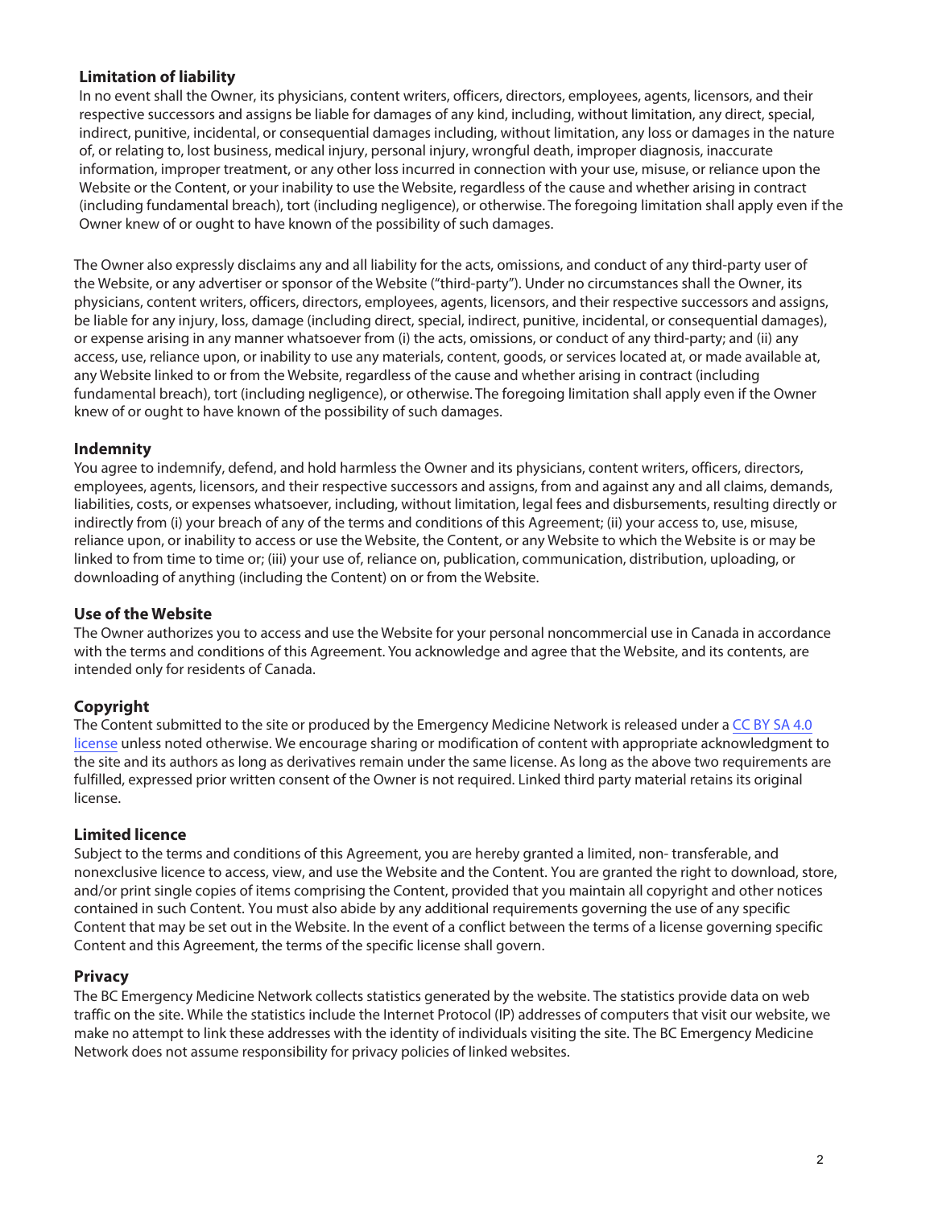## Limitation of liability

In no event shall the Owner, its physicians, content writers, officers, directors, employees, agents, licensors, and their respective successors and assigns be liable for damages of any kind, including, without limitation, any direct, special, indirect, punitive, incidental, or consequential damages including, without limitation, any loss or damages in the nature of, or relating to, lost business, medical injury, personal injury, wrongful death, improper diagnosis, inaccurate information, improper treatment, or any other loss incurred in connection with your use, misuse, or reliance upon the Website or the Content, or your inability to use the Website, regardless of the cause and whether arising in contract (including fundamental breach), tort (including negligence), or otherwise. The foregoing limitation shall apply even if the Owner knew of or ought to have known of the possibility of such damages.

The Owner also expressly disclaims any and all liability for the acts, omissions, and conduct of any third-party user of the Website, or any advertiser or sponsor of the Website ("third-party"). Under no circumstances shall the Owner, its physicians, content writers, officers, directors, employees, agents, licensors, and their respective successors and assigns, be liable for any injury, loss, damage (including direct, special, indirect, punitive, incidental, or consequential damages), or expense arising in any manner whatsoever from (i) the acts, omissions, or conduct of any third-party; and (ii) any access, use, reliance upon, or inability to use any materials, content, goods, or services located at, or made available at, any Website linked to or from the Website, regardless of the cause and whether arising in contract (including fundamental breach), tort (including negligence), or otherwise. The foregoing limitation shall apply even if the Owner knew of or ought to have known of the possibility of such damages.

## Indemnity

You agree to indemnify, defend, and hold harmless the Owner and its physicians, content writers, officers, directors, employees, agents, licensors, and their respective successors and assigns, from and against any and all claims, demands, liabilities, costs, or expenses whatsoever, including, without limitation, legal fees and disbursements, resulting directly or indirectly from (i) your breach of any of the terms and conditions of this Agreement; (ii) your access to, use, misuse, reliance upon, or inability to access or use the Website, the Content, or any Website to which the Website is or may be linked to from time to time or; (iii) your use of, reliance on, publication, communication, distribution, uploading, or downloading of anything (including the Content) on or from the Website.

## Use of the Website

The Owner authorizes you to access and use the Website for your personal noncommercial use in Canada in accordance with the terms and conditions of this Agreement. You acknowledge and agree that the Website, and its contents, are intended only for residents of Canada.

## Copyright

The Content submitted to the site or produced by the Emergency Medicine Network is released under a CC BY SA 4.0 license unless noted otherwise. We encourage sharing or modification of content with appropriate acknowledgment to the site and its authors as long as derivatives remain under the same license. As long as the above two requirements are fulfilled, expressed prior written consent of the Owner is not required. Linked third party material retains its original license.

## Limited licence

Subject to the terms and conditions of this Agreement, you are hereby granted a limited, non- transferable, and nonexclusive licence to access, view, and use the Website and the Content. You are granted the right to download, store, and/or print single copies of items comprising the Content, provided that you maintain all copyright and other notices contained in such Content. You must also abide by any additional requirements governing the use of any specific Content that may be set out in the Website. In the event of a conflict between the terms of a license governing specific Content and this Agreement, the terms of the specific license shall govern.

## Privacy

The BC Emergency Medicine Network collects statistics generated by the website. The statistics provide data on web traffic on the site. While the statistics include the Internet Protocol (IP) addresses of computers that visit our website, we make no attempt to link these addresses with the identity of individuals visiting the site. The BC Emergency Medicine Network does not assume responsibility for privacy policies of linked websites.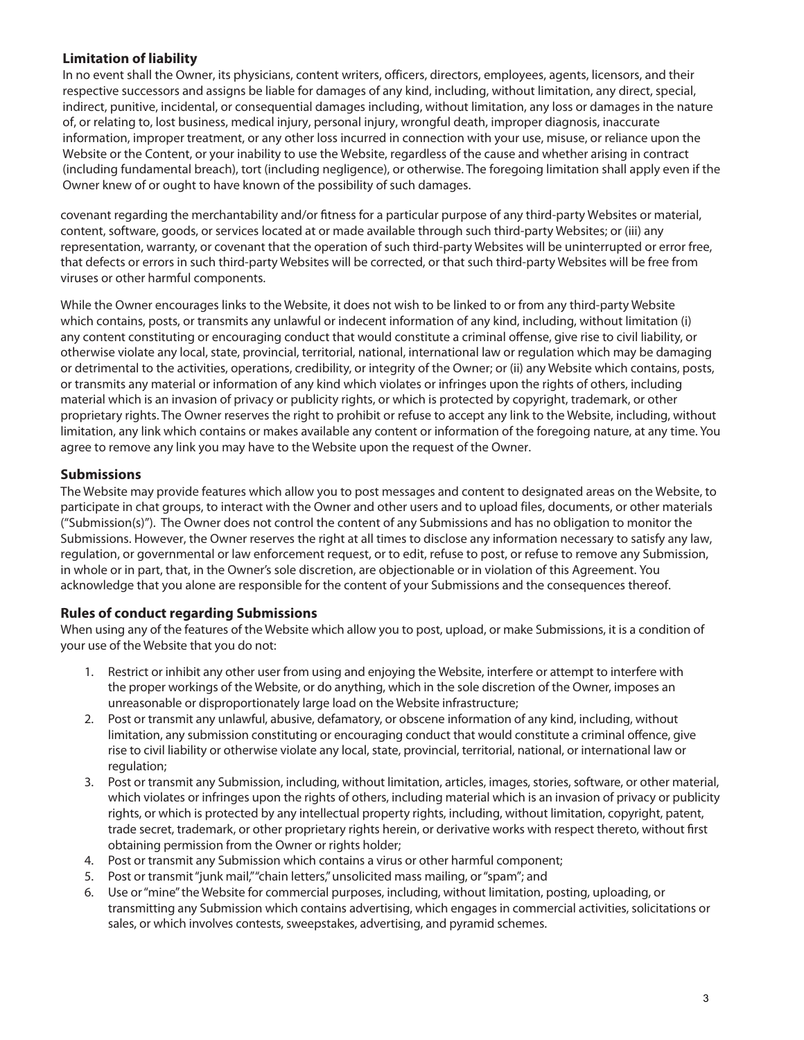## Limitation of liability

In no event shall the Owner, its physicians, content writers, officers, directors, employees, agents, licensors, and their respective successors and assigns be liable for damages of any kind, including, without limitation, any direct, special, indirect, punitive, incidental, or consequential damages including, without limitation, any loss or damages in the nature of, or relating to, lost business, medical injury, personal injury, wrongful death, improper diagnosis, inaccurate information, improper treatment, or any other loss incurred in connection with your use, misuse, or reliance upon the Website or the Content, or your inability to use the Website, regardless of the cause and whether arising in contract (including fundamental breach), tort (including negligence), or otherwise. The foregoing limitation shall apply even if the Owner knew of or ought to have known of the possibility of such damages.

covenant regarding the merchantability and/or fitness for a particular purpose of any third-party Websites or material, content, software, goods, or services located at or made available through such third-party Websites; or (iii) any representation, warranty, or covenant that the operation of such third-party Websites will be uninterrupted or error free, that defects or errors in such third-party Websites will be corrected, or that such third-party Websites will be free from viruses or other harmful components.

While the Owner encourages links to the Website, it does not wish to be linked to or from any third-party Website which contains, posts, or transmits any unlawful or indecent information of any kind, including, without limitation (i) any content constituting or encouraging conduct that would constitute a criminal offense, give rise to civil liability, or otherwise violate any local, state, provincial, territorial, national, international law or regulation which may be damaging or detrimental to the activities, operations, credibility, or integrity of the Owner; or (ii) any Website which contains, posts, or transmits any material or information of any kind which violates or infringes upon the rights of others, including material which is an invasion of privacy or publicity rights, or which is protected by copyright, trademark, or other proprietary rights. The Owner reserves the right to prohibit or refuse to accept any link to the Website, including, without limitation, any link which contains or makes available any content or information of the foregoing nature, at any time. You agree to remove any link you may have to the Website upon the request of the Owner.

## Submissions

The Website may provide features which allow you to post messages and content to designated areas on the Website, to participate in chat groups, to interact with the Owner and other users and to upload files, documents, or other materials ("Submission(s)"). The Owner does not control the content of any Submissions and has no obligation to monitor the Submissions. However, the Owner reserves the right at all times to disclose any information necessary to satisfy any law, regulation, or governmental or law enforcement request, or to edit, refuse to post, or refuse to remove any Submission, in whole or in part, that, in the Owner's sole discretion, are objectionable or in violation of this Agreement. You acknowledge that you alone are responsible for the content of your Submissions and the consequences thereof.

## Rules of conduct regarding Submissions

When using any of the features of the Website which allow you to post, upload, or make Submissions, it is a condition of your use of the Website that you do not:

1. Restrict or inhibit any other user from using and enjoying the Website, interfere or attempt to interfere with the proper workings of the Website, or do anything, which in the sole discretion of the Owner, imposes an unreasonable or disproportionately large load on the Website infrastructure;
2. Post or transmit any unlawful, abusive, defamatory, or obscene information of any kind, including, without limitation, any submission constituting or encouraging conduct that would constitute a criminal offence, give rise to civil liability or otherwise violate any local, state, provincial, territorial, national, or international law or regulation;
3. Post or transmit any Submission, including, without limitation, articles, images, stories, software, or other material, which violates or infringes upon the rights of others, including material which is an invasion of privacy or publicity rights, or which is protected by any intellectual property rights, including, without limitation, copyright, patent, trade secret, trademark, or other proprietary rights herein, or derivative works with respect thereto, without first obtaining permission from the Owner or rights holder;
4. Post or transmit any Submission which contains a virus or other harmful component;
5. Post or transmit "junk mail," "chain letters," unsolicited mass mailing, or "spam"; and
6. Use or "mine" the Website for commercial purposes, including, without limitation, posting, uploading, or transmitting any Submission which contains advertising, which engages in commercial activities, solicitations or sales, or which involves contests, sweepstakes, advertising, and pyramid schemes.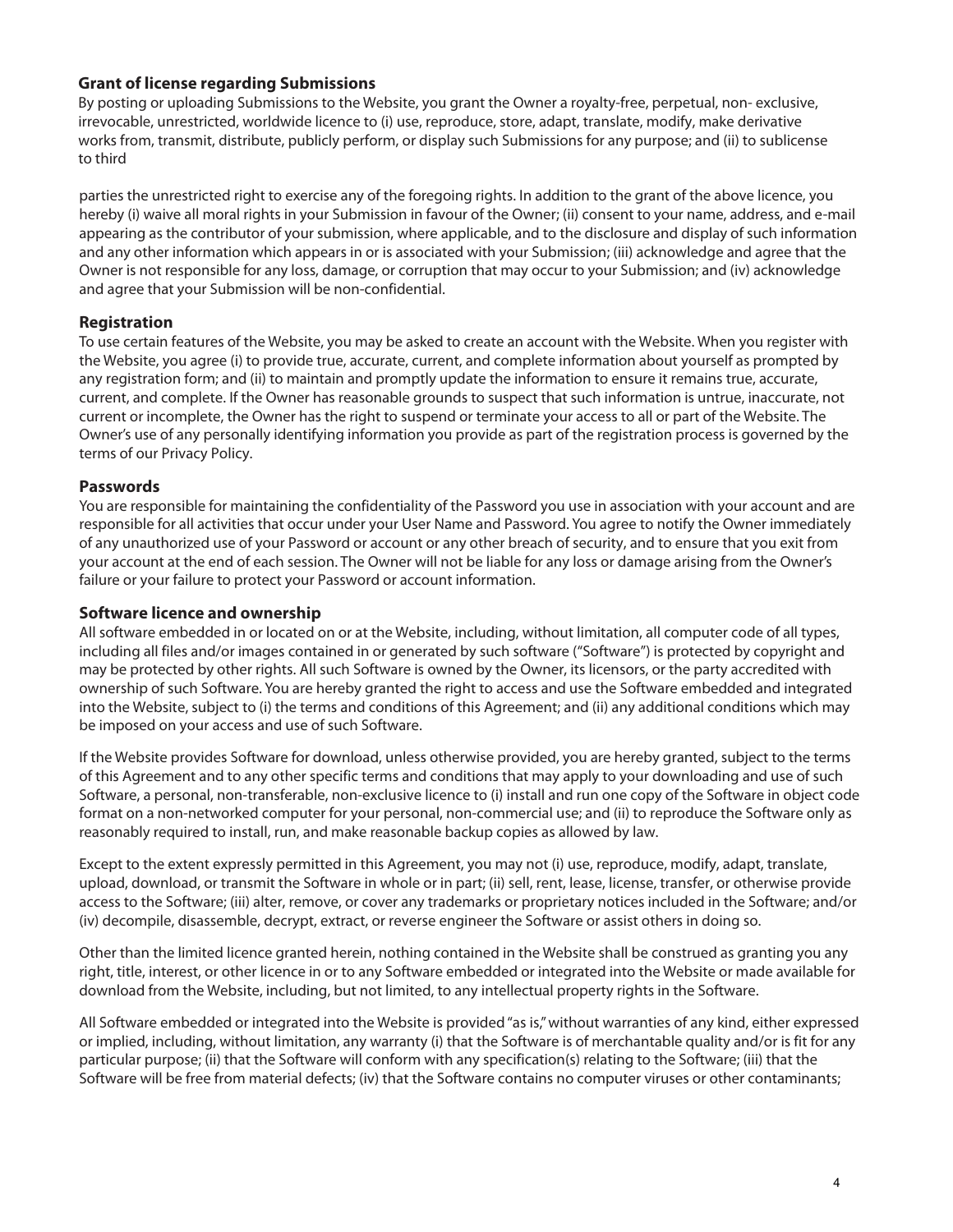**Grant of license regarding Submissions**

By posting or uploading Submissions to the Website, you grant the Owner a royalty-free, perpetual, non- exclusive, irrevocable, unrestricted, worldwide licence to (i) use, reproduce, store, adapt, translate, modify, make derivative works from, transmit, distribute, publicly perform, or display such Submissions for any purpose; and (ii) to sublicense to third

parties the unrestricted right to exercise any of the foregoing rights. In addition to the grant of the above licence, you hereby (i) waive all moral rights in your Submission in favour of the Owner; (ii) consent to your name, address, and e-mail appearing as the contributor of your submission, where applicable, and to the disclosure and display of such information and any other information which appears in or is associated with your Submission; (iii) acknowledge and agree that the Owner is not responsible for any loss, damage, or corruption that may occur to your Submission; and (iv) acknowledge and agree that your Submission will be non-confidential.

## Registration

To use certain features of the Website, you may be asked to create an account with the Website. When you register with the Website, you agree (i) to provide true, accurate, current, and complete information about yourself as prompted by any registration form; and (ii) to maintain and promptly update the information to ensure it remains true, accurate, current, and complete. If the Owner has reasonable grounds to suspect that such information is untrue, inaccurate, not current or incomplete, the Owner has the right to suspend or terminate your access to all or part of the Website. The Owner's use of any personally identifying information you provide as part of the registration process is governed by the terms of our Privacy Policy.

## Passwords

You are responsible for maintaining the confidentiality of the Password you use in association with your account and are responsible for all activities that occur under your User Name and Password. You agree to notify the Owner immediately of any unauthorized use of your Password or account or any other breach of security, and to ensure that you exit from your account at the end of each session. The Owner will not be liable for any loss or damage arising from the Owner's failure or your failure to protect your Password or account information.

## Software licence and ownership

All software embedded in or located on or at the Website, including, without limitation, all computer code of all types, including all files and/or images contained in or generated by such software ("Software") is protected by copyright and may be protected by other rights. All such Software is owned by the Owner, its licensors, or the party accredited with ownership of such Software. You are hereby granted the right to access and use the Software embedded and integrated into the Website, subject to (i) the terms and conditions of this Agreement; and (ii) any additional conditions which may be imposed on your access and use of such Software.

If the Website provides Software for download, unless otherwise provided, you are hereby granted, subject to the terms of this Agreement and to any other specific terms and conditions that may apply to your downloading and use of such Software, a personal, non-transferable, non-exclusive licence to (i) install and run one copy of the Software in object code format on a non-networked computer for your personal, non-commercial use; and (ii) to reproduce the Software only as reasonably required to install, run, and make reasonable backup copies as allowed by law.

Except to the extent expressly permitted in this Agreement, you may not (i) use, reproduce, modify, adapt, translate, upload, download, or transmit the Software in whole or in part; (ii) sell, rent, lease, license, transfer, or otherwise provide access to the Software; (iii) alter, remove, or cover any trademarks or proprietary notices included in the Software; and/or (iv) decompile, disassemble, decrypt, extract, or reverse engineer the Software or assist others in doing so.

Other than the limited licence granted herein, nothing contained in the Website shall be construed as granting you any right, title, interest, or other licence in or to any Software embedded or integrated into the Website or made available for download from the Website, including, but not limited, to any intellectual property rights in the Software.

All Software embedded or integrated into the Website is provided "as is," without warranties of any kind, either expressed or implied, including, without limitation, any warranty (i) that the Software is of merchantable quality and/or is fit for any particular purpose; (ii) that the Software will conform with any specification(s) relating to the Software; (iii) that the Software will be free from material defects; (iv) that the Software contains no computer viruses or other contaminants;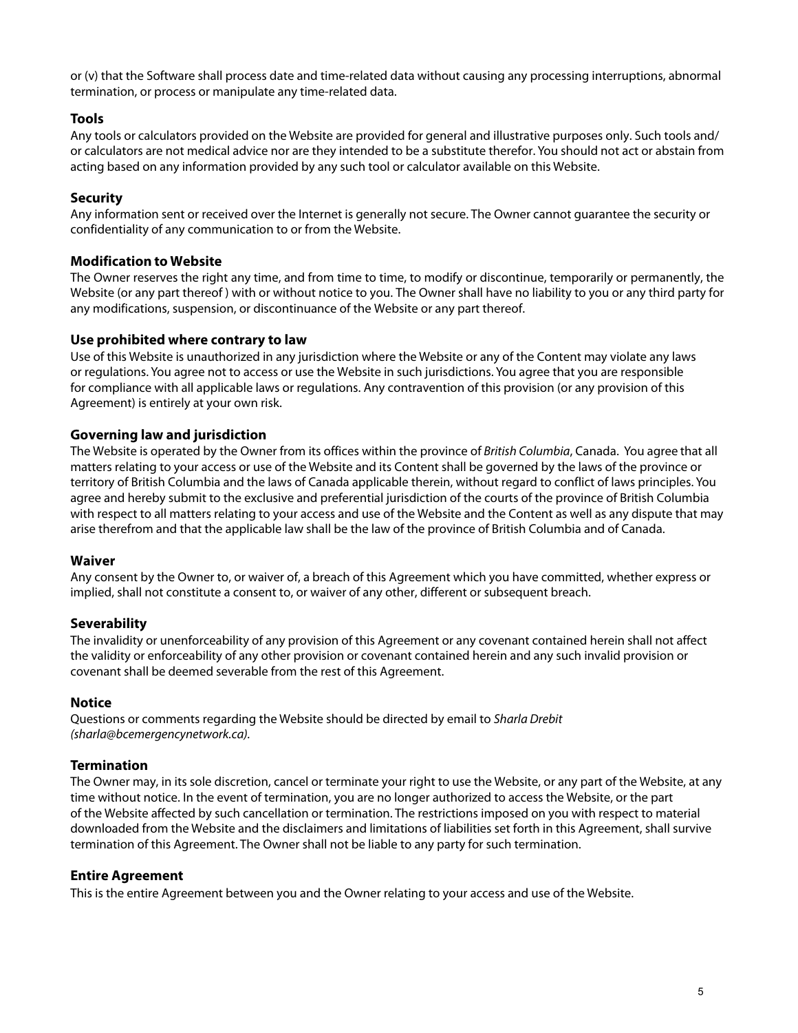or (v) that the Software shall process date and time-related data without causing any processing interruptions, abnormal termination, or process or manipulate any time-related data.

### Tools

Any tools or calculators provided on the Website are provided for general and illustrative purposes only. Such tools and/or calculators are not medical advice nor are they intended to be a substitute therefor. You should not act or abstain from acting based on any information provided by any such tool or calculator available on this Website.

### Security

Any information sent or received over the Internet is generally not secure. The Owner cannot guarantee the security or confidentiality of any communication to or from the Website.

### Modification to Website

The Owner reserves the right any time, and from time to time, to modify or discontinue, temporarily or permanently, the Website (or any part thereof ) with or without notice to you. The Owner shall have no liability to you or any third party for any modifications, suspension, or discontinuance of the Website or any part thereof.

### Use prohibited where contrary to law

Use of this Website is unauthorized in any jurisdiction where the Website or any of the Content may violate any laws or regulations. You agree not to access or use the Website in such jurisdictions. You agree that you are responsible for compliance with all applicable laws or regulations. Any contravention of this provision (or any provision of this Agreement) is entirely at your own risk.

### Governing law and jurisdiction

The Website is operated by the Owner from its offices within the province of *British Columbia*, Canada. You agree that all matters relating to your access or use of the Website and its Content shall be governed by the laws of the province or territory of British Columbia and the laws of Canada applicable therein, without regard to conflict of laws principles. You agree and hereby submit to the exclusive and preferential jurisdiction of the courts of the province of British Columbia with respect to all matters relating to your access and use of the Website and the Content as well as any dispute that may arise therefrom and that the applicable law shall be the law of the province of British Columbia and of Canada.

### Waiver

Any consent by the Owner to, or waiver of, a breach of this Agreement which you have committed, whether express or implied, shall not constitute a consent to, or waiver of any other, different or subsequent breach.

### Severability

The invalidity or unenforceability of any provision of this Agreement or any covenant contained herein shall not affect the validity or enforceability of any other provision or covenant contained herein and any such invalid provision or covenant shall be deemed severable from the rest of this Agreement.

### Notice

Questions or comments regarding the Website should be directed by email to *Sharla Drebit (sharla@bcemergencynetwork.ca)*.

### Termination

The Owner may, in its sole discretion, cancel or terminate your right to use the Website, or any part of the Website, at any time without notice. In the event of termination, you are no longer authorized to access the Website, or the part of the Website affected by such cancellation or termination. The restrictions imposed on you with respect to material downloaded from the Website and the disclaimers and limitations of liabilities set forth in this Agreement, shall survive termination of this Agreement. The Owner shall not be liable to any party for such termination.

### Entire Agreement

This is the entire Agreement between you and the Owner relating to your access and use of the Website.